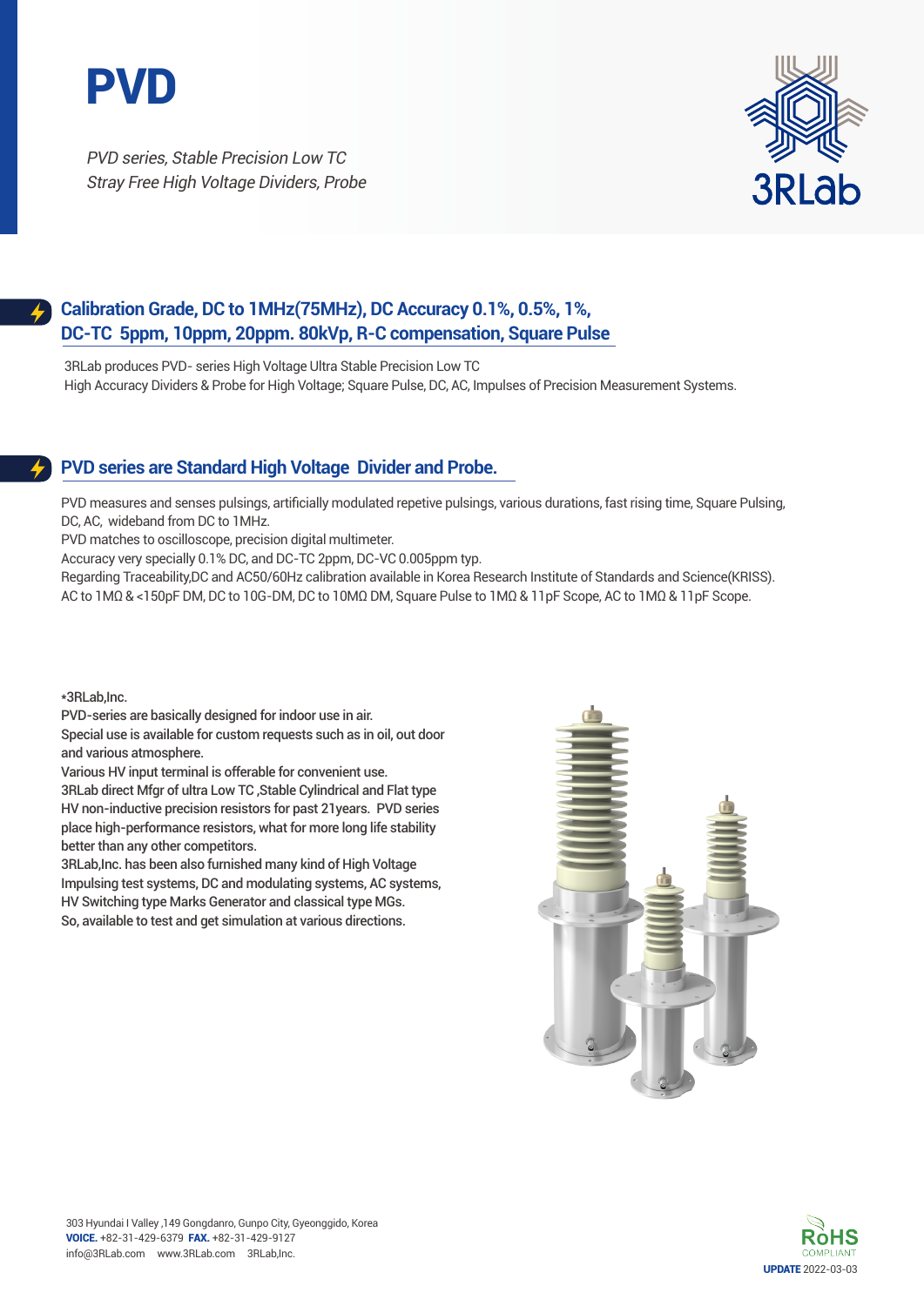# PVD

*PVD series, Stable Precision Low TC*
*Stray Free High Voltage Dividers, Probe*

3RLab

## Calibration Grade, DC to 1MHz(75MHz), DC Accuracy 0.1%, 0.5%, 1%, DC-TC 5ppm, 10ppm, 20ppm. 80kVp, R-C compensation, Square Pulse

3RLab produces PVD- series High Voltage Ultra Stable Precision Low TC
High Accuracy Dividers & Probe for High Voltage; Square Pulse, DC, AC, Impulses of Precision Measurement Systems.

## PVD series are Standard High Voltage Divider and Probe.

PVD measures and senses pulsings, artificially modulated repetive pulsings, various durations, fast rising time, Square Pulsing, DC, AC, wideband from DC to 1MHz.
PVD matches to oscilloscope, precision digital multimeter.
Accuracy very specially 0.1% DC, and DC-TC 2ppm, DC-VC 0.005ppm typ.
Regarding Traceability,DC and AC50/60Hz calibration available in Korea Research Institute of Standards and Science(KRISS).
AC to 1MΩ & <150pF DM, DC to 10G-DM, DC to 10MΩ DM, Square Pulse to 1MΩ & 11pF Scope, AC to 1MΩ & 11pF Scope.

*3RLab,Inc.
PVD-series are basically designed for indoor use in air.
Special use is available for custom requests such as in oil, out door and various atmosphere.
Various HV input terminal is offerable for convenient use.
3RLab direct Mfgr of ultra Low TC ,Stable Cylindrical and Flat type HV non-inductive precision resistors for past 21years. PVD series place high-performance resistors, what for more long life stability better than any other competitors.
3RLab,Inc. has been also furnished many kind of High Voltage Impulsing test systems, DC and modulating systems, AC systems, HV Switching type Marks Generator and classical type MGs.
So, available to test and get simulation at various directions.

303 Hyundai I Valley ,149 Gongdanro, Gunpo City, Gyeonggido, Korea
**VOICE.** +82-31-429-6379 **FAX.** +82-31-429-9127
info@3RLab.com www.3RLab.com 3RLab,Inc.

RoHS COMPLIANT

**UPDATE** 2022-03-03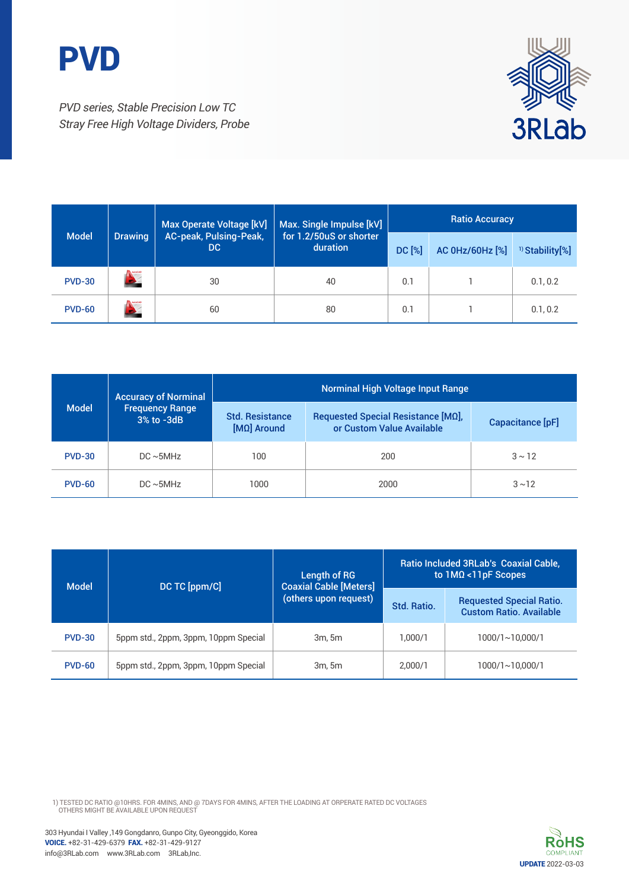# PVD

*PVD series, Stable Precision Low TC*
*Stray Free High Voltage Dividers, Probe*

3RLab

| Model | Drawing | Max Operate Voltage [kV] AC-peak, Pulsing-Peak, DC | Max. Single Impulse [kV] for 1.2/50uS or shorter duration | Ratio Accuracy | | |
|---|---|---|---|---|---|---|
| | | | | DC [%] | AC 0Hz/60Hz [%] | [1] Stability[%] |
| PVD-30 | | 30 | 40 | 0.1 | 1 | 0.1, 0.2 |
| PVD-60 | | 60 | 80 | 0.1 | 1 | 0.1, 0.2 |

| Model | Accuracy of Norminal Frequency Range 3% to -3dB | Norminal High Voltage Input Range | | |
|---|---|---|---|---|
| | | Std. Resistance [MΩ] Around | Requested Special Resistance [MΩ], or Custom Value Available | Capacitance [pF] |
| PVD-30 | DC ~5MHz | 100 | 200 | 3 ~ 12 |
| PVD-60 | DC ~5MHz | 1000 | 2000 | 3 ~12 |

| Model | DC TC [ppm/C] | Length of RG Coaxial Cable [Meters] (others upon request) | Ratio Included 3RLab's Coaxial Cable, to 1MΩ <11pF Scopes | |
|---|---|---|---|---|
| | | | Std. Ratio. | Requested Special Ratio. Custom Ratio. Available |
| PVD-30 | 5ppm std., 2ppm, 3ppm, 10ppm Special | 3m, 5m | 1,000/1 | 1000/1~10,000/1 |
| PVD-60 | 5ppm std., 2ppm, 3ppm, 10ppm Special | 3m, 5m | 2,000/1 | 1000/1~10,000/1 |

1) TESTED DC RATIO @10HRS. FOR 4MINS, AND @ 7DAYS FOR 4MINS, AFTER THE LOADING AT ORPERATE RATED DC VOLTAGES
OTHERS MIGHT BE AVAILABLE UPON REQUEST

303 Hyundai I Valley ,149 Gongdanro, Gunpo City, Gyeonggido, Korea
**VOICE.** +82-31-429-6379 **FAX.** +82-31-429-9127
info@3RLab.com www.3RLab.com 3RLab,Inc.

RoHS COMPLIANT

**UPDATE** 2022-03-03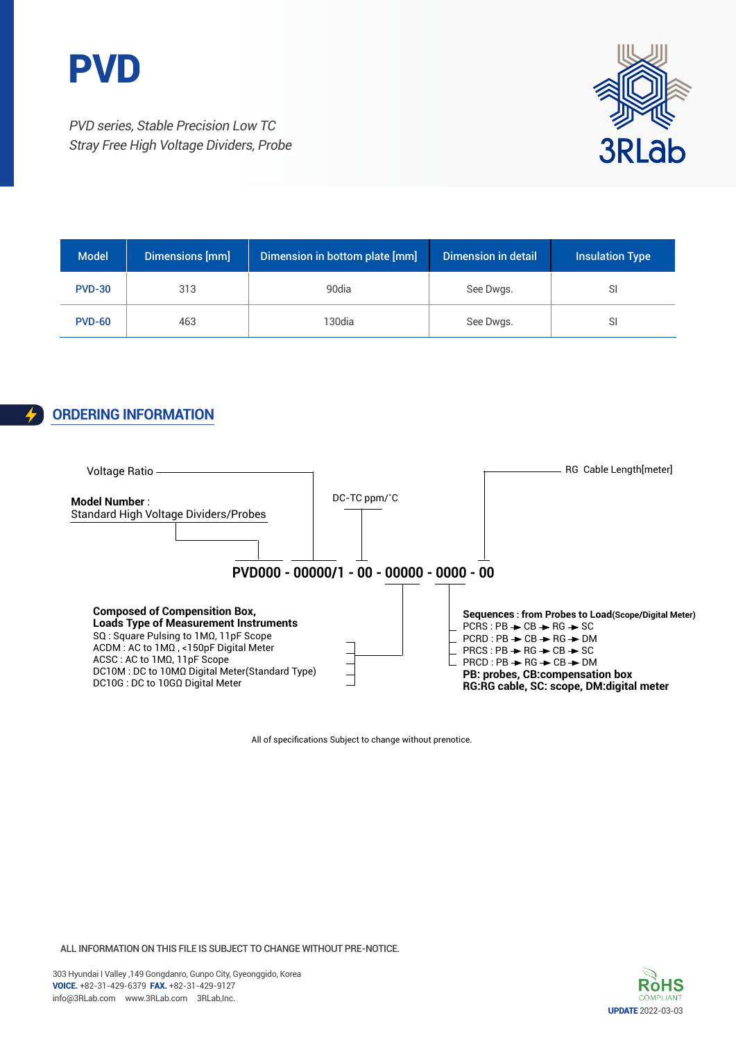# PVD

*PVD series, Stable Precision Low TC Stray Free High Voltage Dividers, Probe*

| Model | Dimensions [mm] | Dimension in bottom plate [mm] | Dimension in detail | Insulation Type |
|---|---|---|---|---|
| PVD-30 | 313 | 90dia | See Dwgs. | SI |
| PVD-60 | 463 | 130dia | See Dwgs. | SI |

## ORDERING INFORMATION

Voltage Ratio

**Model Number** :
Standard High Voltage Dividers/Probes

DC-TC ppm/˚C

RG Cable Length[meter]

**PVD000 - 00000/1 - 00 - 00000 - 0000 - 00**

**Composed of Compension Box,**
**Loads Type of Measurement Instruments**
SQ : Square Pulsing to 1MΩ, 11pF Scope
ACDM : AC to 1MΩ , <150pF Digital Meter
ACSC : AC to 1MΩ, 11pF Scope
DC10M : DC to 10MΩ Digital Meter(Standard Type)
DC10G : DC to 10GΩ Digital Meter

**Sequences : from Probes to Load(Scope/Digital Meter)**
PCRS : PB → CB → RG → SC
PCRD : PB → CB → RG → DM
PRCS : PB → RG → CB → SC
PRCD : PB → RG → CB → DM
**PB: probes, CB:compensation box**
**RG:RG cable, SC: scope, DM:digital meter**

All of specifications Subject to change without prenotice.

ALL INFORMATION ON THIS FILE IS SUBJECT TO CHANGE WITHOUT PRE-NOTICE.

303 Hyundai I Valley ,149 Gongdanro, Gunpo City, Gyeonggido, Korea
**VOICE.** +82-31-429-6379 **FAX.** +82-31-429-9127
info@3RLab.com www.3RLab.com 3RLab,Inc.

RoHS COMPLIANT

**UPDATE** 2022-03-03